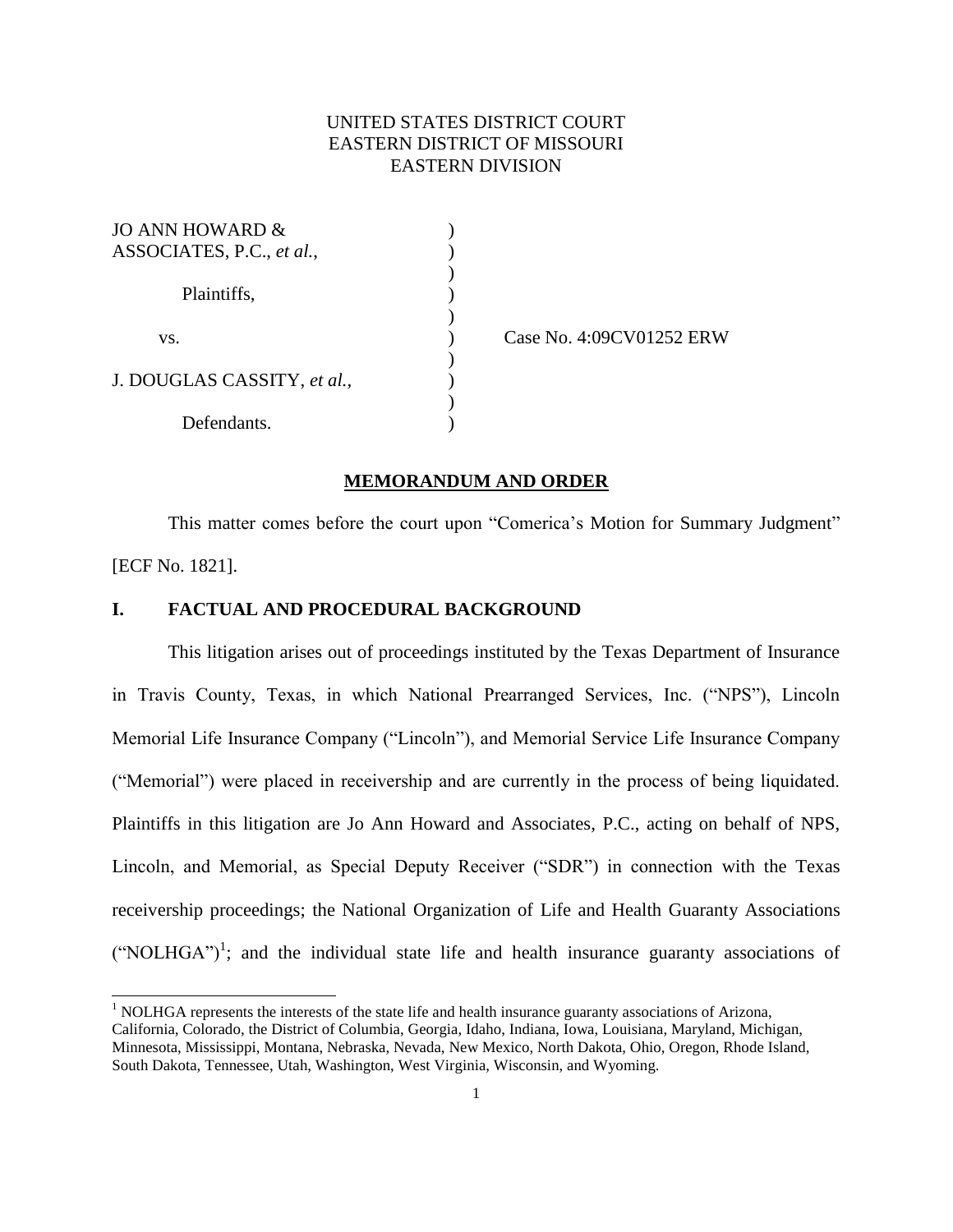UNITED STATES DISTRICT COURT
EASTERN DISTRICT OF MISSOURI
EASTERN DIVISION

| | | |
|---|---|---|
| JO ANN HOWARD & ASSOCIATES, P.C., *et al.*, | ) | |
| Plaintiffs, | ) | |
| vs. | ) | Case No. 4:09CV01252 ERW |
| J. DOUGLAS CASSITY, *et al.*, | ) | |
| Defendants. | ) | |

**MEMORANDUM AND ORDER**

This matter comes before the court upon "Comerica's Motion for Summary Judgment" [ECF No. 1821].

## I. FACTUAL AND PROCEDURAL BACKGROUND

This litigation arises out of proceedings instituted by the Texas Department of Insurance in Travis County, Texas, in which National Prearranged Services, Inc. ("NPS"), Lincoln Memorial Life Insurance Company ("Lincoln"), and Memorial Service Life Insurance Company ("Memorial") were placed in receivership and are currently in the process of being liquidated. Plaintiffs in this litigation are Jo Ann Howard and Associates, P.C., acting on behalf of NPS, Lincoln, and Memorial, as Special Deputy Receiver ("SDR") in connection with the Texas receivership proceedings; the National Organization of Life and Health Guaranty Associations ("NOLHGA")[1]; and the individual state life and health insurance guaranty associations of

[1] NOLHGA represents the interests of the state life and health insurance guaranty associations of Arizona, California, Colorado, the District of Columbia, Georgia, Idaho, Indiana, Iowa, Louisiana, Maryland, Michigan, Minnesota, Mississippi, Montana, Nebraska, Nevada, New Mexico, North Dakota, Ohio, Oregon, Rhode Island, South Dakota, Tennessee, Utah, Washington, West Virginia, Wisconsin, and Wyoming.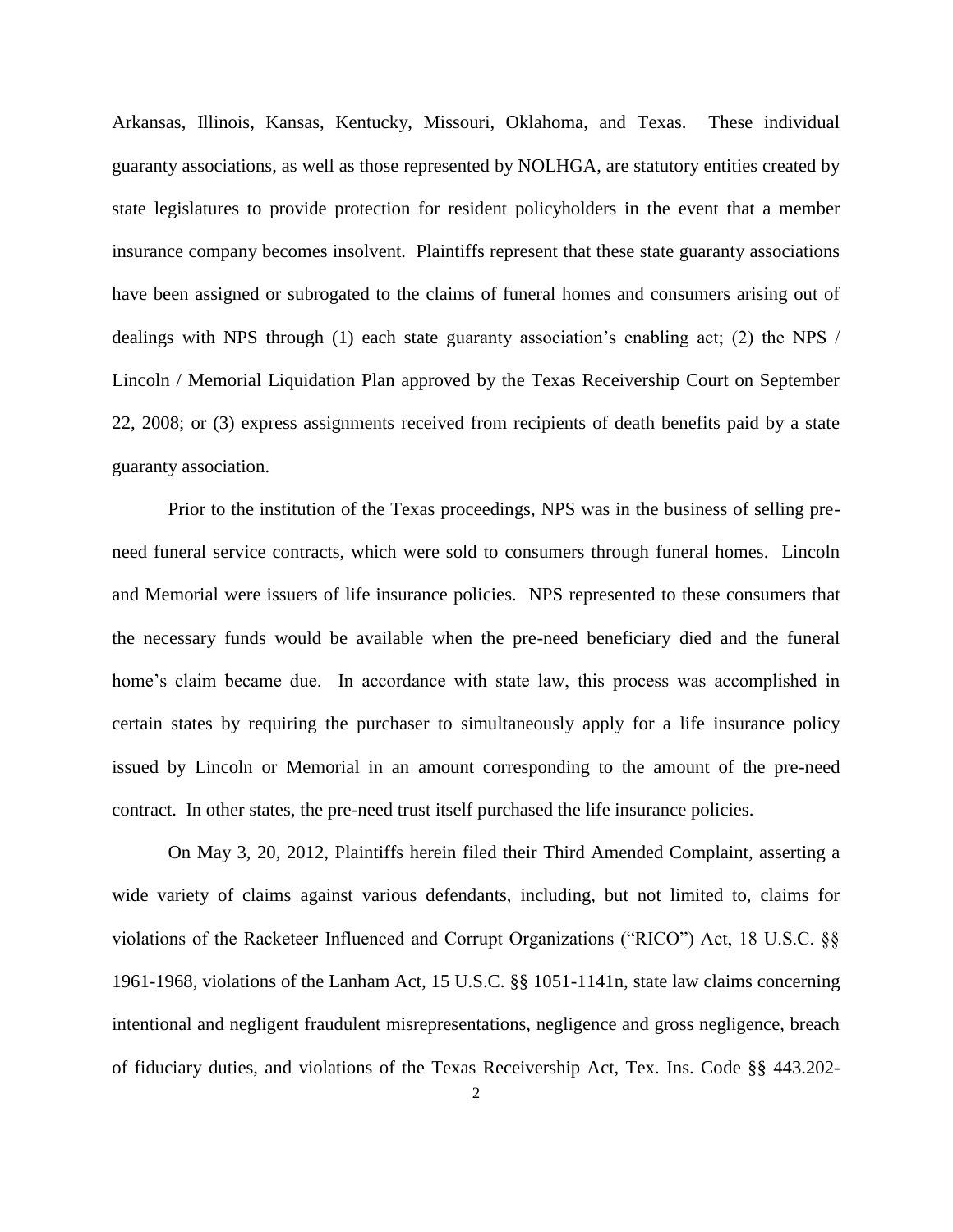Arkansas, Illinois, Kansas, Kentucky, Missouri, Oklahoma, and Texas. These individual guaranty associations, as well as those represented by NOLHGA, are statutory entities created by state legislatures to provide protection for resident policyholders in the event that a member insurance company becomes insolvent. Plaintiffs represent that these state guaranty associations have been assigned or subrogated to the claims of funeral homes and consumers arising out of dealings with NPS through (1) each state guaranty association's enabling act; (2) the NPS / Lincoln / Memorial Liquidation Plan approved by the Texas Receivership Court on September 22, 2008; or (3) express assignments received from recipients of death benefits paid by a state guaranty association.

Prior to the institution of the Texas proceedings, NPS was in the business of selling pre-need funeral service contracts, which were sold to consumers through funeral homes. Lincoln and Memorial were issuers of life insurance policies. NPS represented to these consumers that the necessary funds would be available when the pre-need beneficiary died and the funeral home's claim became due. In accordance with state law, this process was accomplished in certain states by requiring the purchaser to simultaneously apply for a life insurance policy issued by Lincoln or Memorial in an amount corresponding to the amount of the pre-need contract. In other states, the pre-need trust itself purchased the life insurance policies.

On May 3, 20, 2012, Plaintiffs herein filed their Third Amended Complaint, asserting a wide variety of claims against various defendants, including, but not limited to, claims for violations of the Racketeer Influenced and Corrupt Organizations ("RICO") Act, 18 U.S.C. §§ 1961-1968, violations of the Lanham Act, 15 U.S.C. §§ 1051-1141n, state law claims concerning intentional and negligent fraudulent misrepresentations, negligence and gross negligence, breach of fiduciary duties, and violations of the Texas Receivership Act, Tex. Ins. Code §§ 443.202-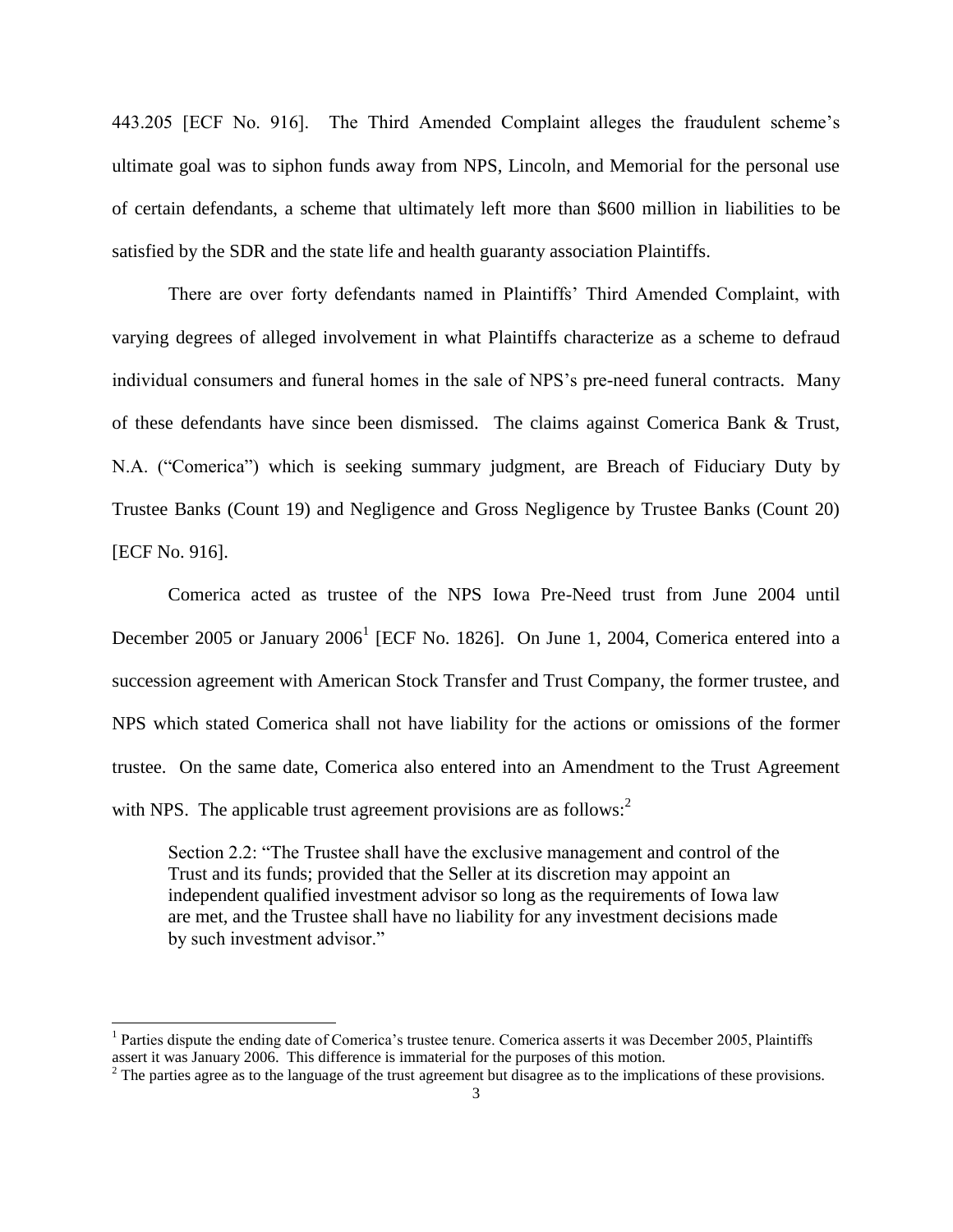443.205 [ECF No. 916]. The Third Amended Complaint alleges the fraudulent scheme's ultimate goal was to siphon funds away from NPS, Lincoln, and Memorial for the personal use of certain defendants, a scheme that ultimately left more than $600 million in liabilities to be satisfied by the SDR and the state life and health guaranty association Plaintiffs.

There are over forty defendants named in Plaintiffs' Third Amended Complaint, with varying degrees of alleged involvement in what Plaintiffs characterize as a scheme to defraud individual consumers and funeral homes in the sale of NPS's pre-need funeral contracts. Many of these defendants have since been dismissed. The claims against Comerica Bank & Trust, N.A. ("Comerica") which is seeking summary judgment, are Breach of Fiduciary Duty by Trustee Banks (Count 19) and Negligence and Gross Negligence by Trustee Banks (Count 20) [ECF No. 916].

Comerica acted as trustee of the NPS Iowa Pre-Need trust from June 2004 until December 2005 or January 2006[1] [ECF No. 1826]. On June 1, 2004, Comerica entered into a succession agreement with American Stock Transfer and Trust Company, the former trustee, and NPS which stated Comerica shall not have liability for the actions or omissions of the former trustee. On the same date, Comerica also entered into an Amendment to the Trust Agreement with NPS. The applicable trust agreement provisions are as follows:[2]

> Section 2.2: "The Trustee shall have the exclusive management and control of the Trust and its funds; provided that the Seller at its discretion may appoint an independent qualified investment advisor so long as the requirements of Iowa law are met, and the Trustee shall have no liability for any investment decisions made by such investment advisor."

---

[1] Parties dispute the ending date of Comerica's trustee tenure. Comerica asserts it was December 2005, Plaintiffs assert it was January 2006. This difference is immaterial for the purposes of this motion.

[2] The parties agree as to the language of the trust agreement but disagree as to the implications of these provisions.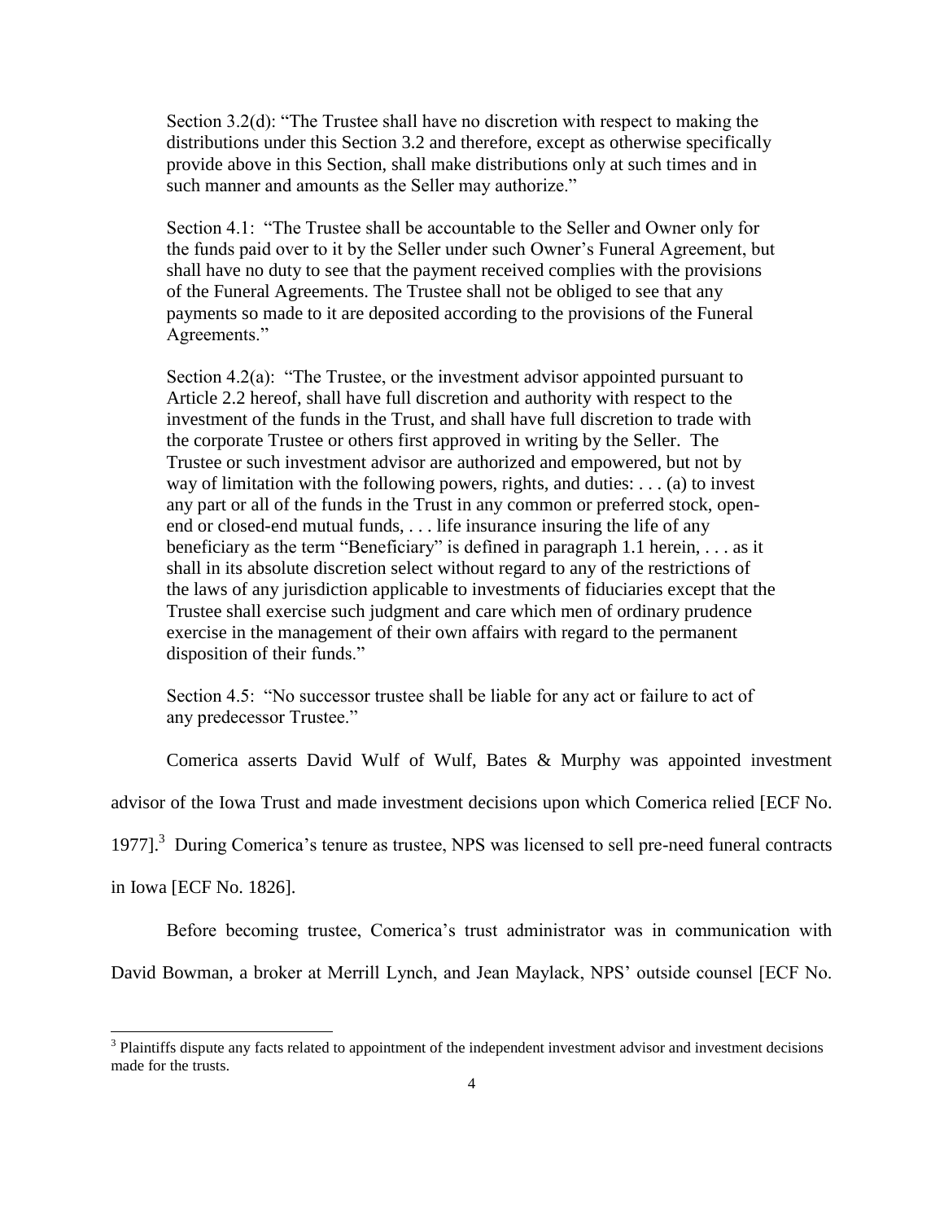> Section 3.2(d): "The Trustee shall have no discretion with respect to making the distributions under this Section 3.2 and therefore, except as otherwise specifically provide above in this Section, shall make distributions only at such times and in such manner and amounts as the Seller may authorize."
>
> Section 4.1: "The Trustee shall be accountable to the Seller and Owner only for the funds paid over to it by the Seller under such Owner's Funeral Agreement, but shall have no duty to see that the payment received complies with the provisions of the Funeral Agreements. The Trustee shall not be obliged to see that any payments so made to it are deposited according to the provisions of the Funeral Agreements."
>
> Section 4.2(a): "The Trustee, or the investment advisor appointed pursuant to Article 2.2 hereof, shall have full discretion and authority with respect to the investment of the funds in the Trust, and shall have full discretion to trade with the corporate Trustee or others first approved in writing by the Seller. The Trustee or such investment advisor are authorized and empowered, but not by way of limitation with the following powers, rights, and duties: . . . (a) to invest any part or all of the funds in the Trust in any common or preferred stock, open-end or closed-end mutual funds, . . . life insurance insuring the life of any beneficiary as the term "Beneficiary" is defined in paragraph 1.1 herein, . . . as it shall in its absolute discretion select without regard to any of the restrictions of the laws of any jurisdiction applicable to investments of fiduciaries except that the Trustee shall exercise such judgment and care which men of ordinary prudence exercise in the management of their own affairs with regard to the permanent disposition of their funds."
>
> Section 4.5: "No successor trustee shall be liable for any act or failure to act of any predecessor Trustee."

Comerica asserts David Wulf of Wulf, Bates & Murphy was appointed investment advisor of the Iowa Trust and made investment decisions upon which Comerica relied [ECF No. 1977].[3] During Comerica's tenure as trustee, NPS was licensed to sell pre-need funeral contracts in Iowa [ECF No. 1826].

Before becoming trustee, Comerica's trust administrator was in communication with David Bowman, a broker at Merrill Lynch, and Jean Maylack, NPS' outside counsel [ECF No.

[3] Plaintiffs dispute any facts related to appointment of the independent investment advisor and investment decisions made for the trusts.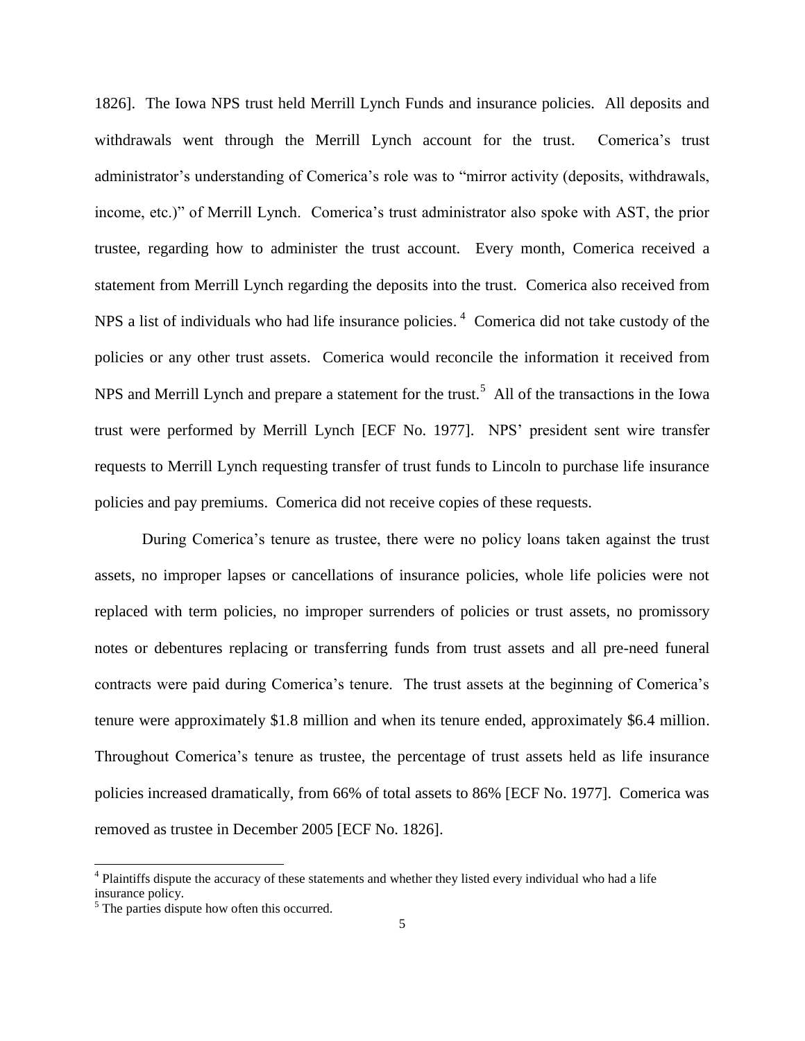1826]. The Iowa NPS trust held Merrill Lynch Funds and insurance policies. All deposits and withdrawals went through the Merrill Lynch account for the trust. Comerica's trust administrator's understanding of Comerica's role was to "mirror activity (deposits, withdrawals, income, etc.)" of Merrill Lynch. Comerica's trust administrator also spoke with AST, the prior trustee, regarding how to administer the trust account. Every month, Comerica received a statement from Merrill Lynch regarding the deposits into the trust. Comerica also received from NPS a list of individuals who had life insurance policies.[4] Comerica did not take custody of the policies or any other trust assets. Comerica would reconcile the information it received from NPS and Merrill Lynch and prepare a statement for the trust.[5] All of the transactions in the Iowa trust were performed by Merrill Lynch [ECF No. 1977]. NPS' president sent wire transfer requests to Merrill Lynch requesting transfer of trust funds to Lincoln to purchase life insurance policies and pay premiums. Comerica did not receive copies of these requests.

During Comerica's tenure as trustee, there were no policy loans taken against the trust assets, no improper lapses or cancellations of insurance policies, whole life policies were not replaced with term policies, no improper surrenders of policies or trust assets, no promissory notes or debentures replacing or transferring funds from trust assets and all pre-need funeral contracts were paid during Comerica's tenure. The trust assets at the beginning of Comerica's tenure were approximately $1.8 million and when its tenure ended, approximately $6.4 million. Throughout Comerica's tenure as trustee, the percentage of trust assets held as life insurance policies increased dramatically, from 66% of total assets to 86% [ECF No. 1977]. Comerica was removed as trustee in December 2005 [ECF No. 1826].

---

[4] Plaintiffs dispute the accuracy of these statements and whether they listed every individual who had a life insurance policy.

[5] The parties dispute how often this occurred.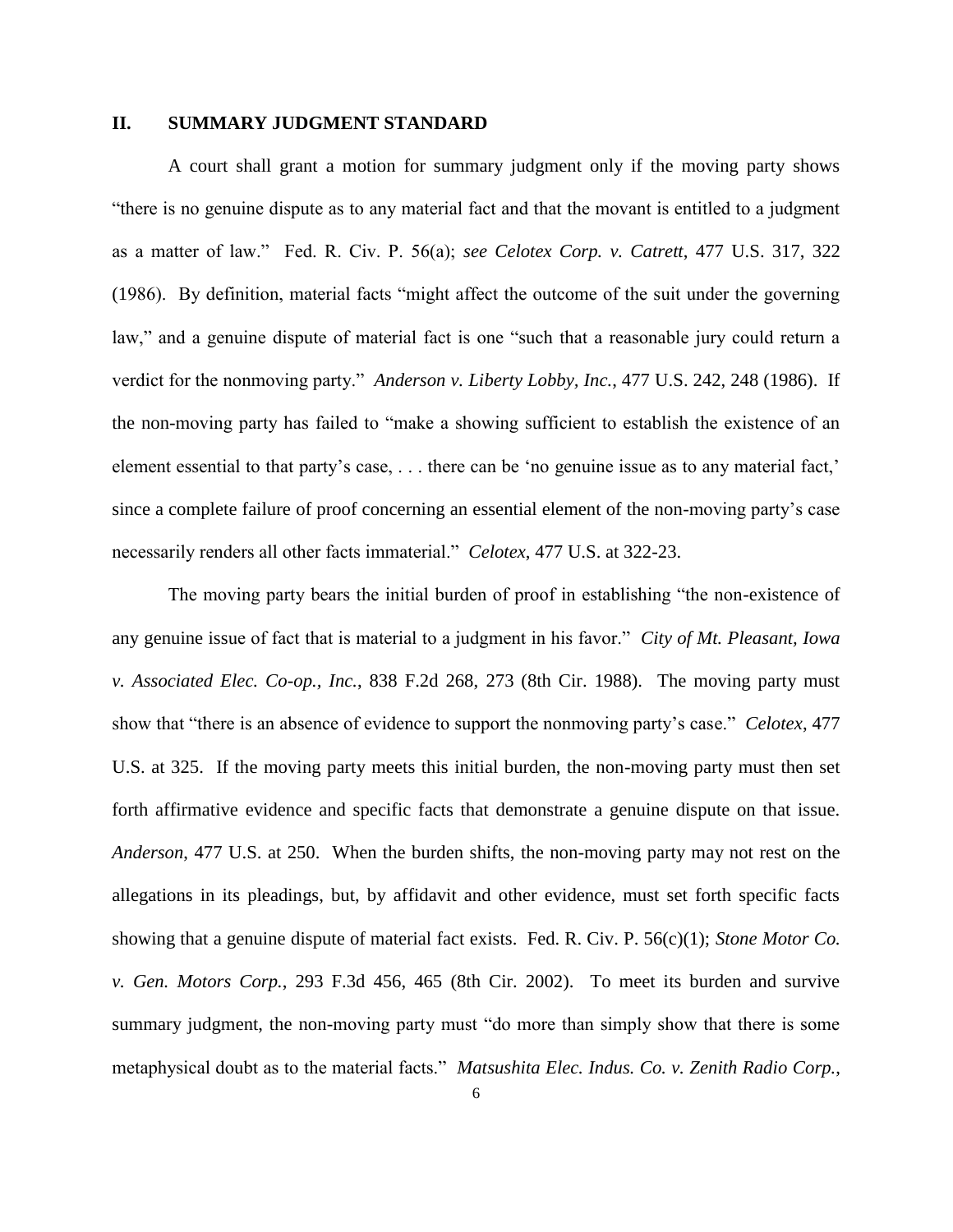## II. SUMMARY JUDGMENT STANDARD

A court shall grant a motion for summary judgment only if the moving party shows "there is no genuine dispute as to any material fact and that the movant is entitled to a judgment as a matter of law." Fed. R. Civ. P. 56(a); *see Celotex Corp. v. Catrett*, 477 U.S. 317, 322 (1986). By definition, material facts "might affect the outcome of the suit under the governing law," and a genuine dispute of material fact is one "such that a reasonable jury could return a verdict for the nonmoving party." *Anderson v. Liberty Lobby, Inc.*, 477 U.S. 242, 248 (1986). If the non-moving party has failed to "make a showing sufficient to establish the existence of an element essential to that party's case, . . . there can be 'no genuine issue as to any material fact,' since a complete failure of proof concerning an essential element of the non-moving party's case necessarily renders all other facts immaterial." *Celotex*, 477 U.S. at 322-23.

The moving party bears the initial burden of proof in establishing "the non-existence of any genuine issue of fact that is material to a judgment in his favor." *City of Mt. Pleasant, Iowa v. Associated Elec. Co-op., Inc.*, 838 F.2d 268, 273 (8th Cir. 1988). The moving party must show that "there is an absence of evidence to support the nonmoving party's case." *Celotex*, 477 U.S. at 325. If the moving party meets this initial burden, the non-moving party must then set forth affirmative evidence and specific facts that demonstrate a genuine dispute on that issue. *Anderson*, 477 U.S. at 250. When the burden shifts, the non-moving party may not rest on the allegations in its pleadings, but, by affidavit and other evidence, must set forth specific facts showing that a genuine dispute of material fact exists. Fed. R. Civ. P. 56(c)(1); *Stone Motor Co. v. Gen. Motors Corp.*, 293 F.3d 456, 465 (8th Cir. 2002). To meet its burden and survive summary judgment, the non-moving party must "do more than simply show that there is some metaphysical doubt as to the material facts." *Matsushita Elec. Indus. Co. v. Zenith Radio Corp.*,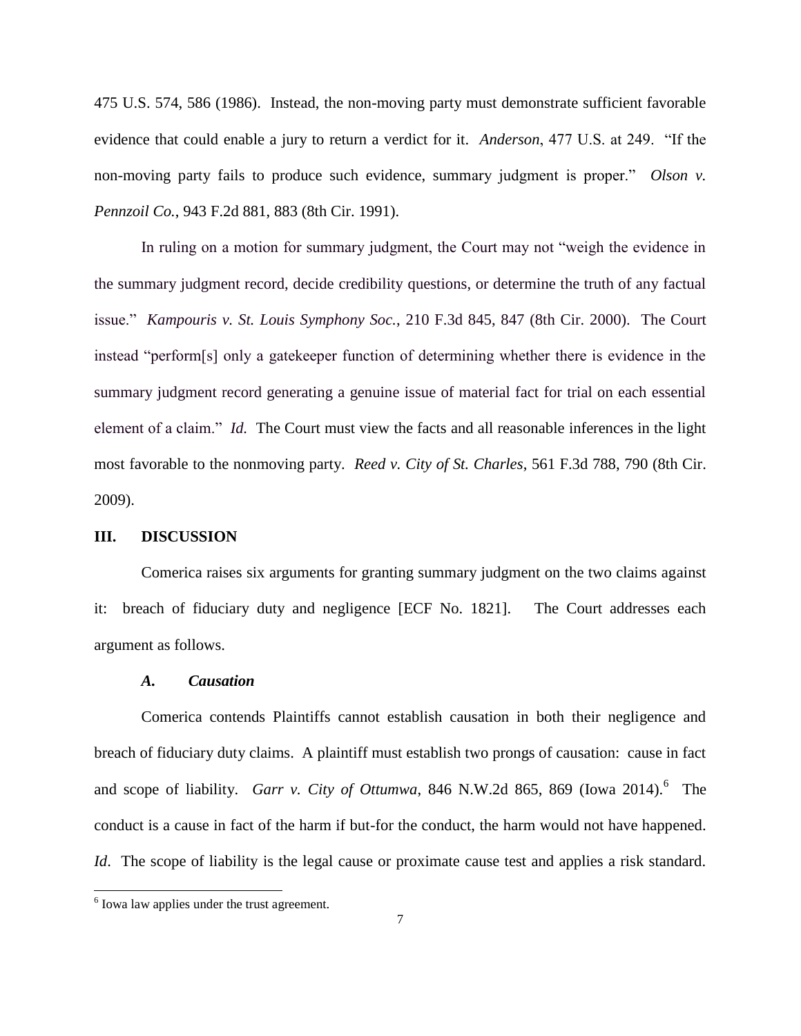475 U.S. 574, 586 (1986). Instead, the non-moving party must demonstrate sufficient favorable evidence that could enable a jury to return a verdict for it. *Anderson*, 477 U.S. at 249. "If the non-moving party fails to produce such evidence, summary judgment is proper." *Olson v. Pennzoil Co.*, 943 F.2d 881, 883 (8th Cir. 1991).

In ruling on a motion for summary judgment, the Court may not "weigh the evidence in the summary judgment record, decide credibility questions, or determine the truth of any factual issue." *Kampouris v. St. Louis Symphony Soc.*, 210 F.3d 845, 847 (8th Cir. 2000). The Court instead "perform[s] only a gatekeeper function of determining whether there is evidence in the summary judgment record generating a genuine issue of material fact for trial on each essential element of a claim." *Id.* The Court must view the facts and all reasonable inferences in the light most favorable to the nonmoving party. *Reed v. City of St. Charles*, 561 F.3d 788, 790 (8th Cir. 2009).

## III. DISCUSSION

Comerica raises six arguments for granting summary judgment on the two claims against it: breach of fiduciary duty and negligence [ECF No. 1821]. The Court addresses each argument as follows.

### *A. Causation*

Comerica contends Plaintiffs cannot establish causation in both their negligence and breach of fiduciary duty claims. A plaintiff must establish two prongs of causation: cause in fact and scope of liability. *Garr v. City of Ottumwa*, 846 N.W.2d 865, 869 (Iowa 2014).[6] The conduct is a cause in fact of the harm if but-for the conduct, the harm would not have happened. *Id*. The scope of liability is the legal cause or proximate cause test and applies a risk standard.

[6] Iowa law applies under the trust agreement.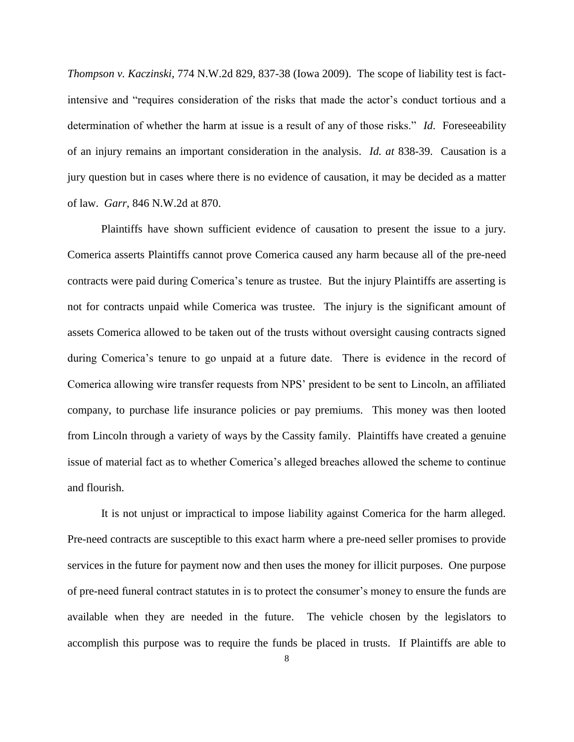*Thompson v. Kaczinski*, 774 N.W.2d 829, 837-38 (Iowa 2009). The scope of liability test is fact-intensive and "requires consideration of the risks that made the actor's conduct tortious and a determination of whether the harm at issue is a result of any of those risks." *Id.* Foreseeability of an injury remains an important consideration in the analysis. *Id. at* 838-39. Causation is a jury question but in cases where there is no evidence of causation, it may be decided as a matter of law. *Garr*, 846 N.W.2d at 870.

Plaintiffs have shown sufficient evidence of causation to present the issue to a jury. Comerica asserts Plaintiffs cannot prove Comerica caused any harm because all of the pre-need contracts were paid during Comerica's tenure as trustee. But the injury Plaintiffs are asserting is not for contracts unpaid while Comerica was trustee. The injury is the significant amount of assets Comerica allowed to be taken out of the trusts without oversight causing contracts signed during Comerica's tenure to go unpaid at a future date. There is evidence in the record of Comerica allowing wire transfer requests from NPS' president to be sent to Lincoln, an affiliated company, to purchase life insurance policies or pay premiums. This money was then looted from Lincoln through a variety of ways by the Cassity family. Plaintiffs have created a genuine issue of material fact as to whether Comerica's alleged breaches allowed the scheme to continue and flourish.

It is not unjust or impractical to impose liability against Comerica for the harm alleged. Pre-need contracts are susceptible to this exact harm where a pre-need seller promises to provide services in the future for payment now and then uses the money for illicit purposes. One purpose of pre-need funeral contract statutes in is to protect the consumer's money to ensure the funds are available when they are needed in the future. The vehicle chosen by the legislators to accomplish this purpose was to require the funds be placed in trusts. If Plaintiffs are able to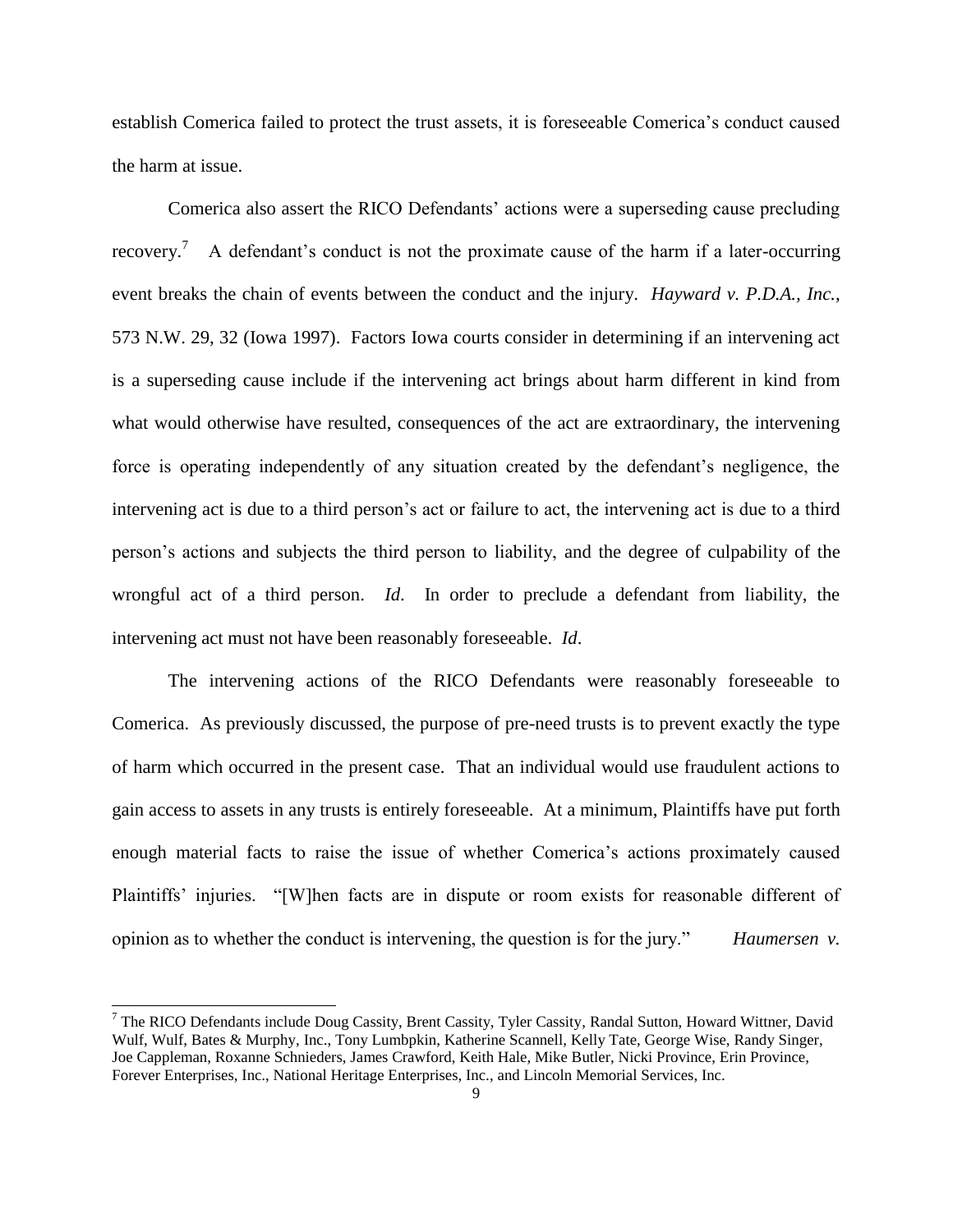establish Comerica failed to protect the trust assets, it is foreseeable Comerica's conduct caused the harm at issue.

Comerica also assert the RICO Defendants' actions were a superseding cause precluding recovery.[7] A defendant's conduct is not the proximate cause of the harm if a later-occurring event breaks the chain of events between the conduct and the injury. *Hayward v. P.D.A., Inc.*, 573 N.W. 29, 32 (Iowa 1997). Factors Iowa courts consider in determining if an intervening act is a superseding cause include if the intervening act brings about harm different in kind from what would otherwise have resulted, consequences of the act are extraordinary, the intervening force is operating independently of any situation created by the defendant's negligence, the intervening act is due to a third person's act or failure to act, the intervening act is due to a third person's actions and subjects the third person to liability, and the degree of culpability of the wrongful act of a third person. *Id*. In order to preclude a defendant from liability, the intervening act must not have been reasonably foreseeable. *Id*.

The intervening actions of the RICO Defendants were reasonably foreseeable to Comerica. As previously discussed, the purpose of pre-need trusts is to prevent exactly the type of harm which occurred in the present case. That an individual would use fraudulent actions to gain access to assets in any trusts is entirely foreseeable. At a minimum, Plaintiffs have put forth enough material facts to raise the issue of whether Comerica's actions proximately caused Plaintiffs' injuries. "[W]hen facts are in dispute or room exists for reasonable different of opinion as to whether the conduct is intervening, the question is for the jury." *Haumersen v.*

---

[7] The RICO Defendants include Doug Cassity, Brent Cassity, Tyler Cassity, Randal Sutton, Howard Wittner, David Wulf, Wulf, Bates & Murphy, Inc., Tony Lumbpkin, Katherine Scannell, Kelly Tate, George Wise, Randy Singer, Joe Cappleman, Roxanne Schnieders, James Crawford, Keith Hale, Mike Butler, Nicki Province, Erin Province, Forever Enterprises, Inc., National Heritage Enterprises, Inc., and Lincoln Memorial Services, Inc.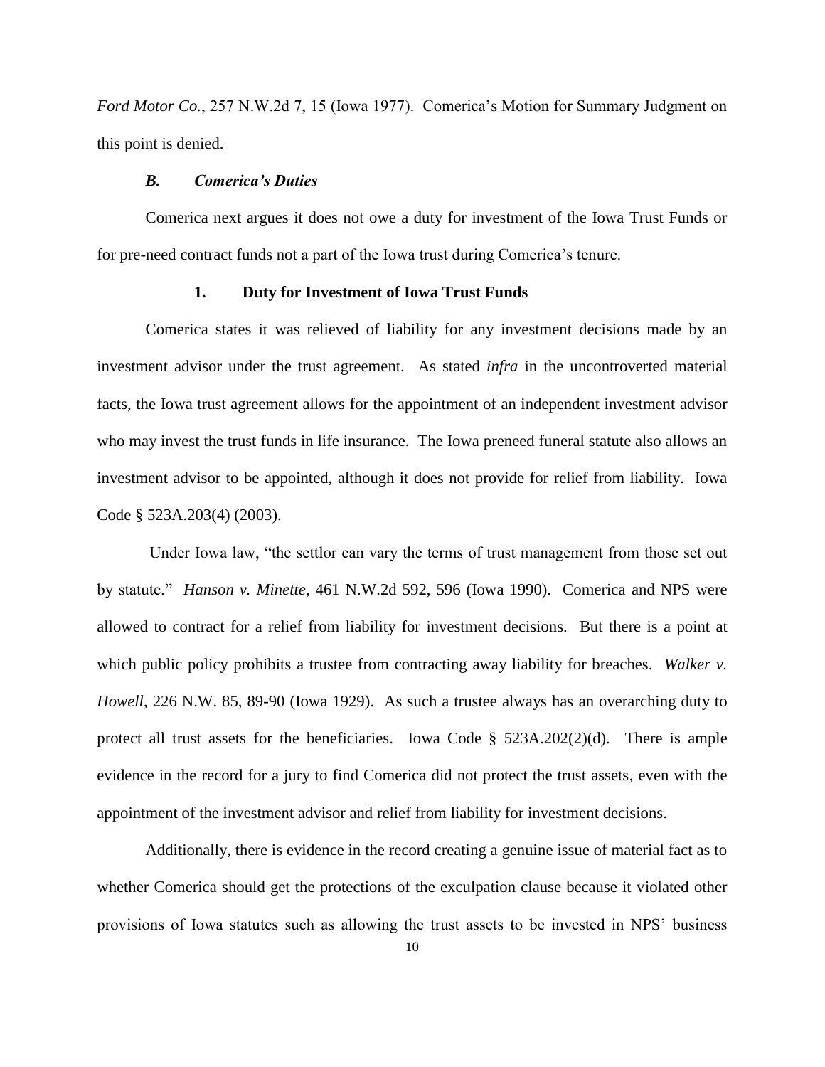*Ford Motor Co.*, 257 N.W.2d 7, 15 (Iowa 1977). Comerica's Motion for Summary Judgment on this point is denied.

### *B. Comerica's Duties*

Comerica next argues it does not owe a duty for investment of the Iowa Trust Funds or for pre-need contract funds not a part of the Iowa trust during Comerica's tenure.

#### 1. Duty for Investment of Iowa Trust Funds

Comerica states it was relieved of liability for any investment decisions made by an investment advisor under the trust agreement. As stated *infra* in the uncontroverted material facts, the Iowa trust agreement allows for the appointment of an independent investment advisor who may invest the trust funds in life insurance. The Iowa preneed funeral statute also allows an investment advisor to be appointed, although it does not provide for relief from liability. Iowa Code § 523A.203(4) (2003).

Under Iowa law, "the settlor can vary the terms of trust management from those set out by statute." *Hanson v. Minette*, 461 N.W.2d 592, 596 (Iowa 1990). Comerica and NPS were allowed to contract for a relief from liability for investment decisions. But there is a point at which public policy prohibits a trustee from contracting away liability for breaches. *Walker v. Howell*, 226 N.W. 85, 89-90 (Iowa 1929). As such a trustee always has an overarching duty to protect all trust assets for the beneficiaries. Iowa Code § 523A.202(2)(d). There is ample evidence in the record for a jury to find Comerica did not protect the trust assets, even with the appointment of the investment advisor and relief from liability for investment decisions.

Additionally, there is evidence in the record creating a genuine issue of material fact as to whether Comerica should get the protections of the exculpation clause because it violated other provisions of Iowa statutes such as allowing the trust assets to be invested in NPS' business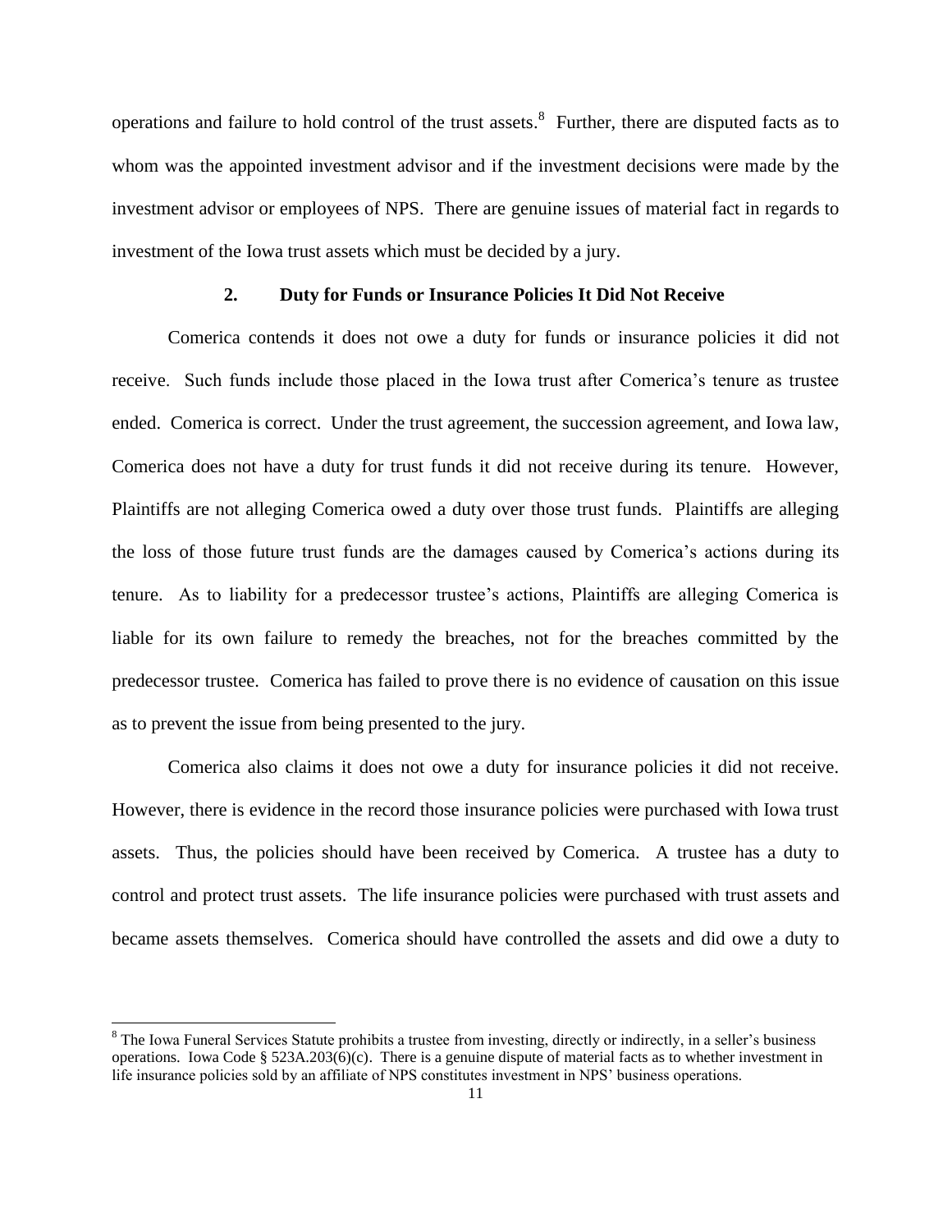operations and failure to hold control of the trust assets.[8] Further, there are disputed facts as to whom was the appointed investment advisor and if the investment decisions were made by the investment advisor or employees of NPS. There are genuine issues of material fact in regards to investment of the Iowa trust assets which must be decided by a jury.

### 2. Duty for Funds or Insurance Policies It Did Not Receive

Comerica contends it does not owe a duty for funds or insurance policies it did not receive. Such funds include those placed in the Iowa trust after Comerica's tenure as trustee ended. Comerica is correct. Under the trust agreement, the succession agreement, and Iowa law, Comerica does not have a duty for trust funds it did not receive during its tenure. However, Plaintiffs are not alleging Comerica owed a duty over those trust funds. Plaintiffs are alleging the loss of those future trust funds are the damages caused by Comerica's actions during its tenure. As to liability for a predecessor trustee's actions, Plaintiffs are alleging Comerica is liable for its own failure to remedy the breaches, not for the breaches committed by the predecessor trustee. Comerica has failed to prove there is no evidence of causation on this issue as to prevent the issue from being presented to the jury.

Comerica also claims it does not owe a duty for insurance policies it did not receive. However, there is evidence in the record those insurance policies were purchased with Iowa trust assets. Thus, the policies should have been received by Comerica. A trustee has a duty to control and protect trust assets. The life insurance policies were purchased with trust assets and became assets themselves. Comerica should have controlled the assets and did owe a duty to

---

[8] The Iowa Funeral Services Statute prohibits a trustee from investing, directly or indirectly, in a seller's business operations. Iowa Code § 523A.203(6)(c). There is a genuine dispute of material facts as to whether investment in life insurance policies sold by an affiliate of NPS constitutes investment in NPS' business operations.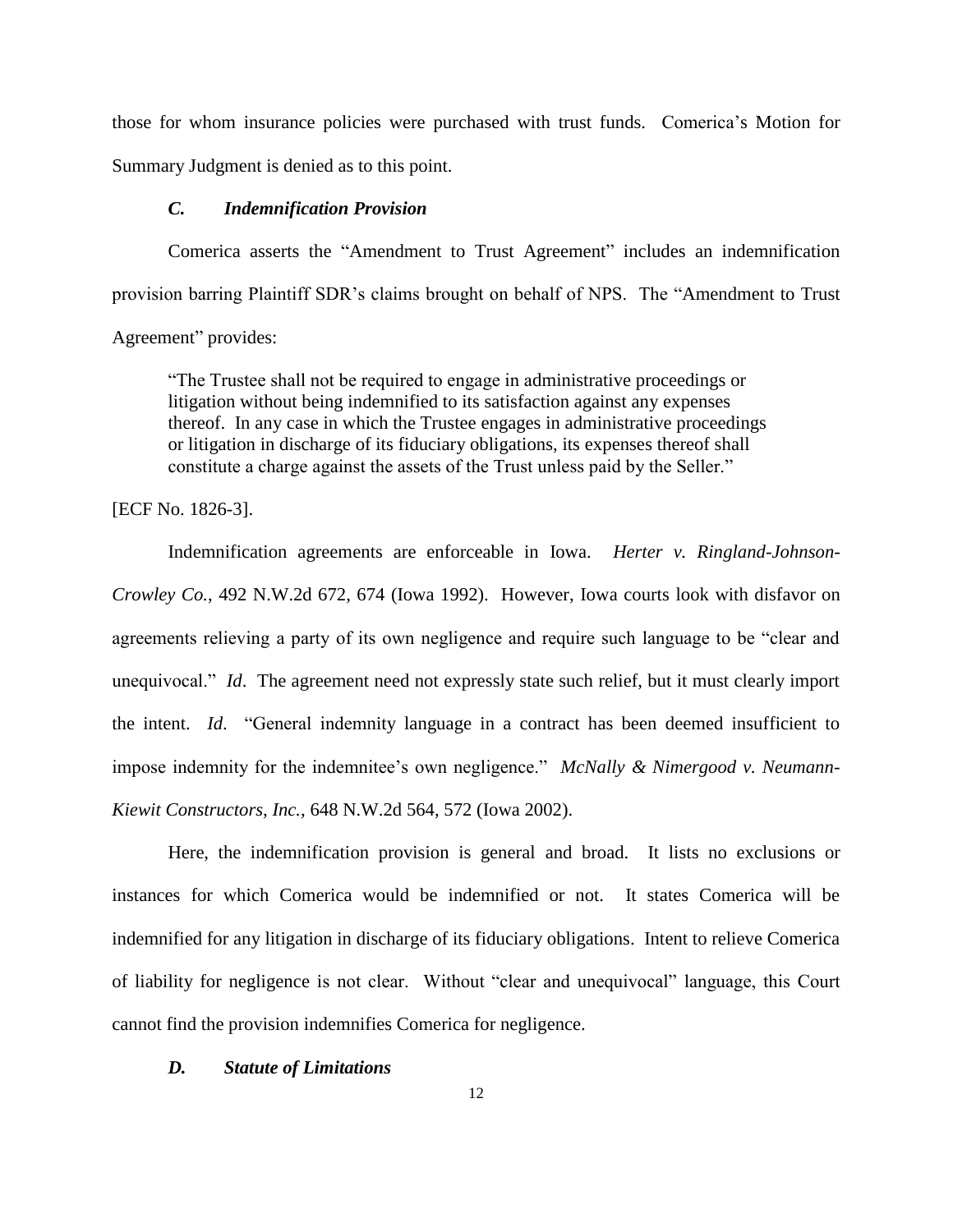those for whom insurance policies were purchased with trust funds. Comerica's Motion for Summary Judgment is denied as to this point.

### *C. Indemnification Provision*

Comerica asserts the "Amendment to Trust Agreement" includes an indemnification provision barring Plaintiff SDR's claims brought on behalf of NPS. The "Amendment to Trust Agreement" provides:

> "The Trustee shall not be required to engage in administrative proceedings or litigation without being indemnified to its satisfaction against any expenses thereof. In any case in which the Trustee engages in administrative proceedings or litigation in discharge of its fiduciary obligations, its expenses thereof shall constitute a charge against the assets of the Trust unless paid by the Seller."

[ECF No. 1826-3].

Indemnification agreements are enforceable in Iowa. *Herter v. Ringland-Johnson-Crowley Co.*, 492 N.W.2d 672, 674 (Iowa 1992). However, Iowa courts look with disfavor on agreements relieving a party of its own negligence and require such language to be "clear and unequivocal." *Id*. The agreement need not expressly state such relief, but it must clearly import the intent. *Id*. "General indemnity language in a contract has been deemed insufficient to impose indemnity for the indemnitee's own negligence." *McNally & Nimergood v. Neumann-Kiewit Constructors, Inc.*, 648 N.W.2d 564, 572 (Iowa 2002).

Here, the indemnification provision is general and broad. It lists no exclusions or instances for which Comerica would be indemnified or not. It states Comerica will be indemnified for any litigation in discharge of its fiduciary obligations. Intent to relieve Comerica of liability for negligence is not clear. Without "clear and unequivocal" language, this Court cannot find the provision indemnifies Comerica for negligence.

### *D. Statute of Limitations*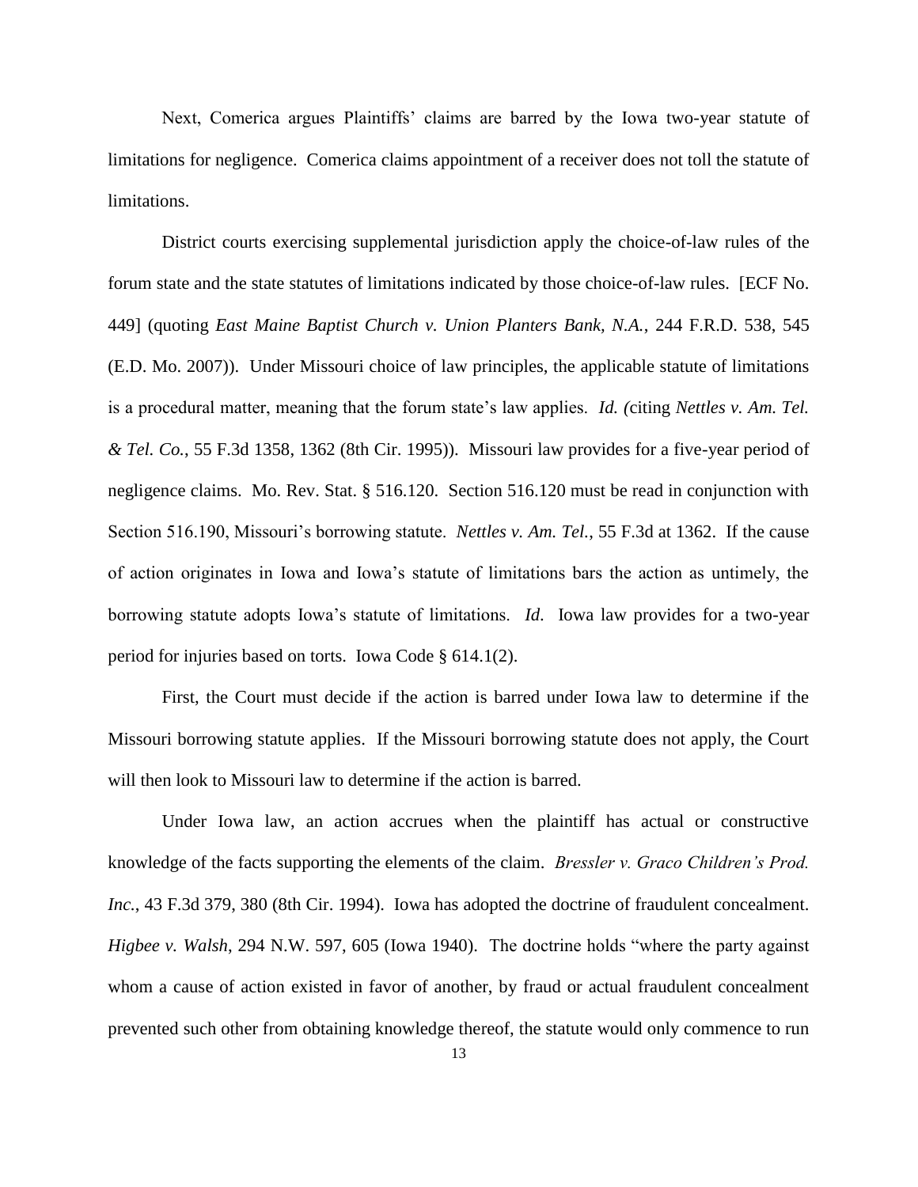Next, Comerica argues Plaintiffs' claims are barred by the Iowa two-year statute of limitations for negligence. Comerica claims appointment of a receiver does not toll the statute of limitations.

District courts exercising supplemental jurisdiction apply the choice-of-law rules of the forum state and the state statutes of limitations indicated by those choice-of-law rules. [ECF No. 449] (quoting *East Maine Baptist Church v. Union Planters Bank, N.A.*, 244 F.R.D. 538, 545 (E.D. Mo. 2007)). Under Missouri choice of law principles, the applicable statute of limitations is a procedural matter, meaning that the forum state's law applies. *Id. (*citing *Nettles v. Am. Tel. & Tel. Co.*, 55 F.3d 1358, 1362 (8th Cir. 1995)). Missouri law provides for a five-year period of negligence claims. Mo. Rev. Stat. § 516.120. Section 516.120 must be read in conjunction with Section 516.190, Missouri's borrowing statute. *Nettles v. Am. Tel.*, 55 F.3d at 1362. If the cause of action originates in Iowa and Iowa's statute of limitations bars the action as untimely, the borrowing statute adopts Iowa's statute of limitations. *Id*. Iowa law provides for a two-year period for injuries based on torts. Iowa Code § 614.1(2).

First, the Court must decide if the action is barred under Iowa law to determine if the Missouri borrowing statute applies. If the Missouri borrowing statute does not apply, the Court will then look to Missouri law to determine if the action is barred.

Under Iowa law, an action accrues when the plaintiff has actual or constructive knowledge of the facts supporting the elements of the claim. *Bressler v. Graco Children's Prod. Inc.*, 43 F.3d 379, 380 (8th Cir. 1994). Iowa has adopted the doctrine of fraudulent concealment. *Higbee v. Walsh*, 294 N.W. 597, 605 (Iowa 1940). The doctrine holds "where the party against whom a cause of action existed in favor of another, by fraud or actual fraudulent concealment prevented such other from obtaining knowledge thereof, the statute would only commence to run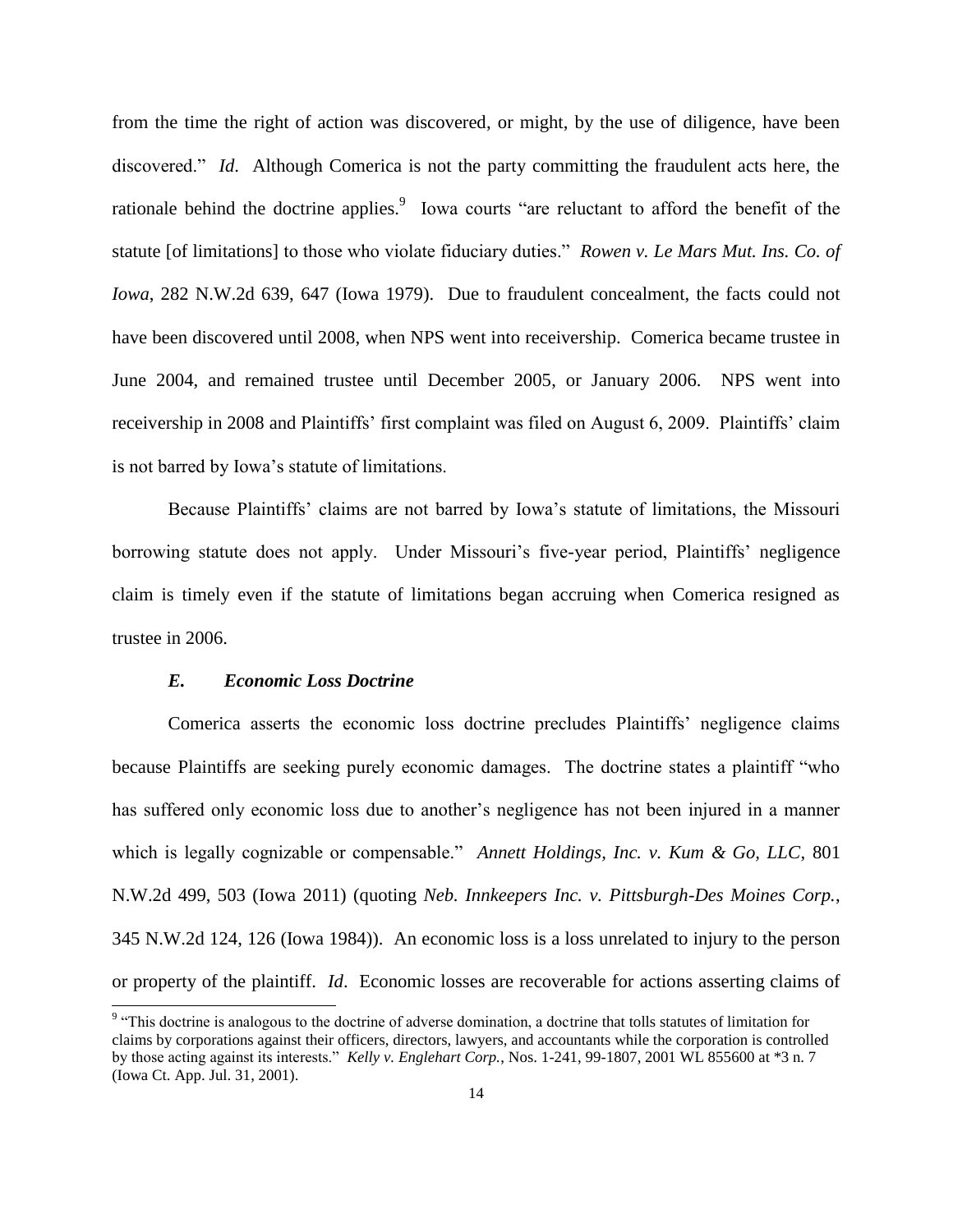from the time the right of action was discovered, or might, by the use of diligence, have been discovered." *Id*. Although Comerica is not the party committing the fraudulent acts here, the rationale behind the doctrine applies.[9] Iowa courts "are reluctant to afford the benefit of the statute [of limitations] to those who violate fiduciary duties." *Rowen v. Le Mars Mut. Ins. Co. of Iowa*, 282 N.W.2d 639, 647 (Iowa 1979). Due to fraudulent concealment, the facts could not have been discovered until 2008, when NPS went into receivership. Comerica became trustee in June 2004, and remained trustee until December 2005, or January 2006. NPS went into receivership in 2008 and Plaintiffs' first complaint was filed on August 6, 2009. Plaintiffs' claim is not barred by Iowa's statute of limitations.

Because Plaintiffs' claims are not barred by Iowa's statute of limitations, the Missouri borrowing statute does not apply. Under Missouri's five-year period, Plaintiffs' negligence claim is timely even if the statute of limitations began accruing when Comerica resigned as trustee in 2006.

### *E. Economic Loss Doctrine*

Comerica asserts the economic loss doctrine precludes Plaintiffs' negligence claims because Plaintiffs are seeking purely economic damages. The doctrine states a plaintiff "who has suffered only economic loss due to another's negligence has not been injured in a manner which is legally cognizable or compensable." *Annett Holdings, Inc. v. Kum & Go, LLC*, 801 N.W.2d 499, 503 (Iowa 2011) (quoting *Neb. Innkeepers Inc. v. Pittsburgh-Des Moines Corp.*, 345 N.W.2d 124, 126 (Iowa 1984)). An economic loss is a loss unrelated to injury to the person or property of the plaintiff. *Id*. Economic losses are recoverable for actions asserting claims of

[9] "This doctrine is analogous to the doctrine of adverse domination, a doctrine that tolls statutes of limitation for claims by corporations against their officers, directors, lawyers, and accountants while the corporation is controlled by those acting against its interests." *Kelly v. Englehart Corp.*, Nos. 1-241, 99-1807, 2001 WL 855600 at *3 n. 7 (Iowa Ct. App. Jul. 31, 2001).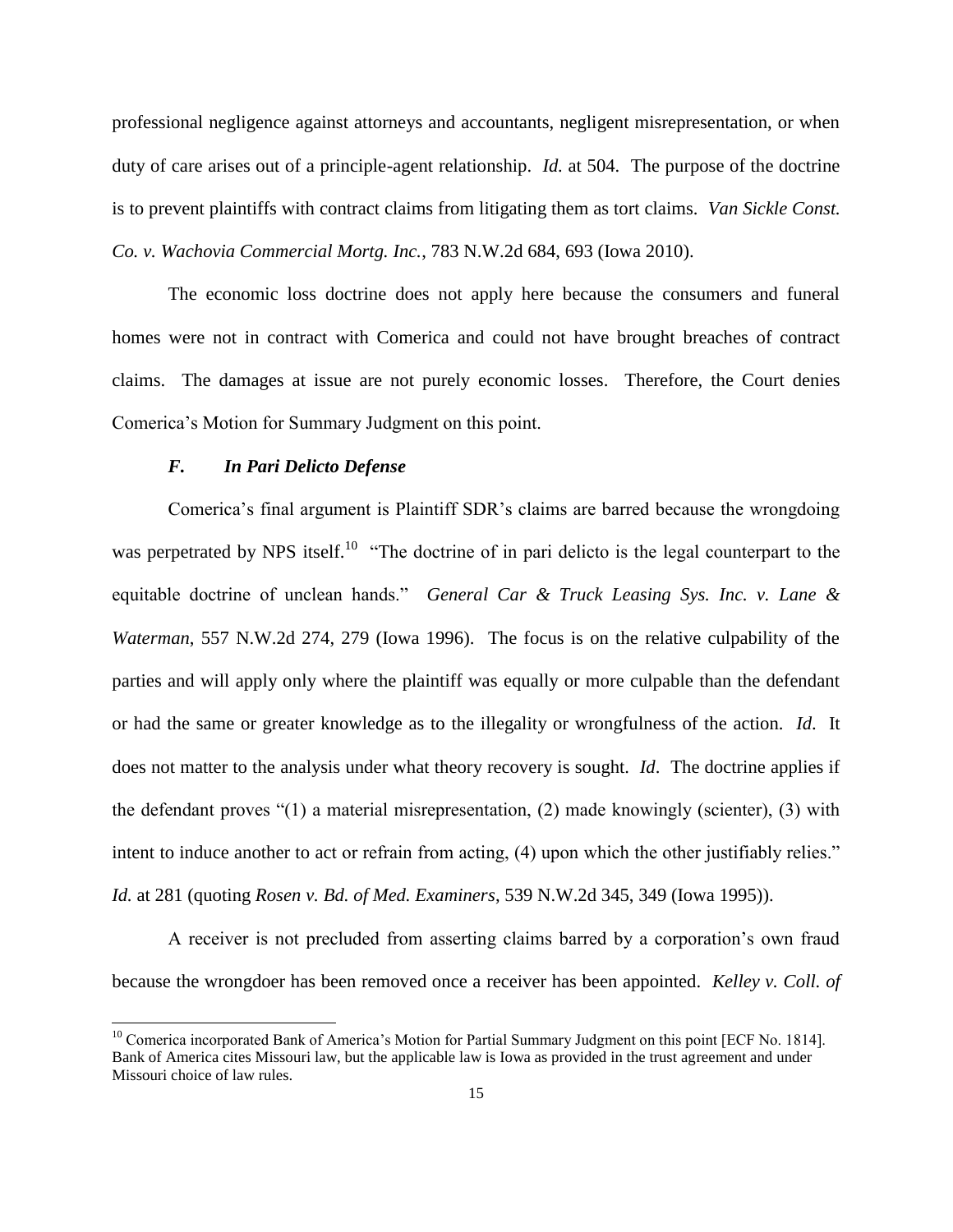professional negligence against attorneys and accountants, negligent misrepresentation, or when duty of care arises out of a principle-agent relationship. *Id.* at 504. The purpose of the doctrine is to prevent plaintiffs with contract claims from litigating them as tort claims. *Van Sickle Const. Co. v. Wachovia Commercial Mortg. Inc.*, 783 N.W.2d 684, 693 (Iowa 2010).

The economic loss doctrine does not apply here because the consumers and funeral homes were not in contract with Comerica and could not have brought breaches of contract claims. The damages at issue are not purely economic losses. Therefore, the Court denies Comerica's Motion for Summary Judgment on this point.

### *F. In Pari Delicto Defense*

Comerica's final argument is Plaintiff SDR's claims are barred because the wrongdoing was perpetrated by NPS itself.[10] "The doctrine of in pari delicto is the legal counterpart to the equitable doctrine of unclean hands." *General Car & Truck Leasing Sys. Inc. v. Lane & Waterman*, 557 N.W.2d 274, 279 (Iowa 1996). The focus is on the relative culpability of the parties and will apply only where the plaintiff was equally or more culpable than the defendant or had the same or greater knowledge as to the illegality or wrongfulness of the action. *Id.* It does not matter to the analysis under what theory recovery is sought. *Id*. The doctrine applies if the defendant proves "(1) a material misrepresentation, (2) made knowingly (scienter), (3) with intent to induce another to act or refrain from acting, (4) upon which the other justifiably relies." *Id.* at 281 (quoting *Rosen v. Bd. of Med. Examiners*, 539 N.W.2d 345, 349 (Iowa 1995)).

A receiver is not precluded from asserting claims barred by a corporation's own fraud because the wrongdoer has been removed once a receiver has been appointed. *Kelley v. Coll. of*

[10] Comerica incorporated Bank of America's Motion for Partial Summary Judgment on this point [ECF No. 1814]. Bank of America cites Missouri law, but the applicable law is Iowa as provided in the trust agreement and under Missouri choice of law rules.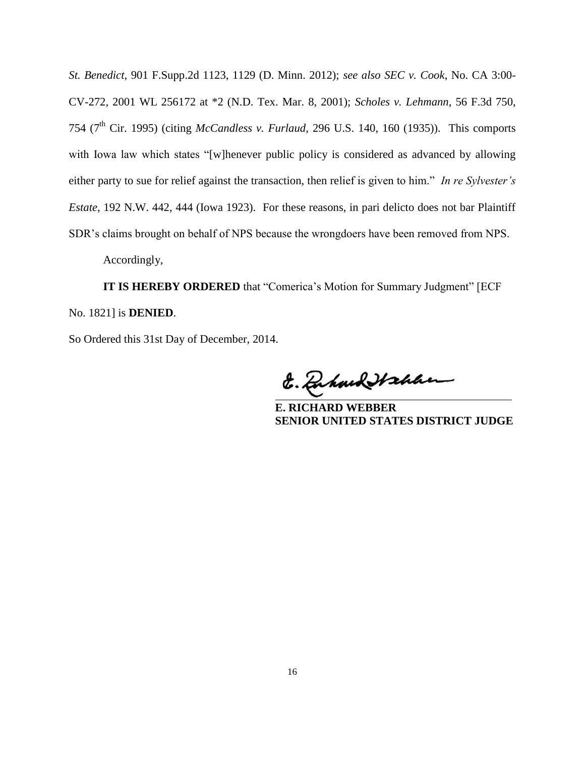*St. Benedict*, 901 F.Supp.2d 1123, 1129 (D. Minn. 2012); *see also SEC v. Cook*, No. CA 3:00-CV-272, 2001 WL 256172 at *2 (N.D. Tex. Mar. 8, 2001); *Scholes v. Lehmann*, 56 F.3d 750, 754 (7th Cir. 1995) (citing *McCandless v. Furlaud*, 296 U.S. 140, 160 (1935)). This comports with Iowa law which states "[w]henever public policy is considered as advanced by allowing either party to sue for relief against the transaction, then relief is given to him." *In re Sylvester's Estate*, 192 N.W. 442, 444 (Iowa 1923). For these reasons, in pari delicto does not bar Plaintiff SDR's claims brought on behalf of NPS because the wrongdoers have been removed from NPS.

Accordingly,

**IT IS HEREBY ORDERED** that "Comerica's Motion for Summary Judgment" [ECF No. 1821] is **DENIED**.

So Ordered this 31st Day of December, 2014.

**E. RICHARD WEBBER**
**SENIOR UNITED STATES DISTRICT JUDGE**